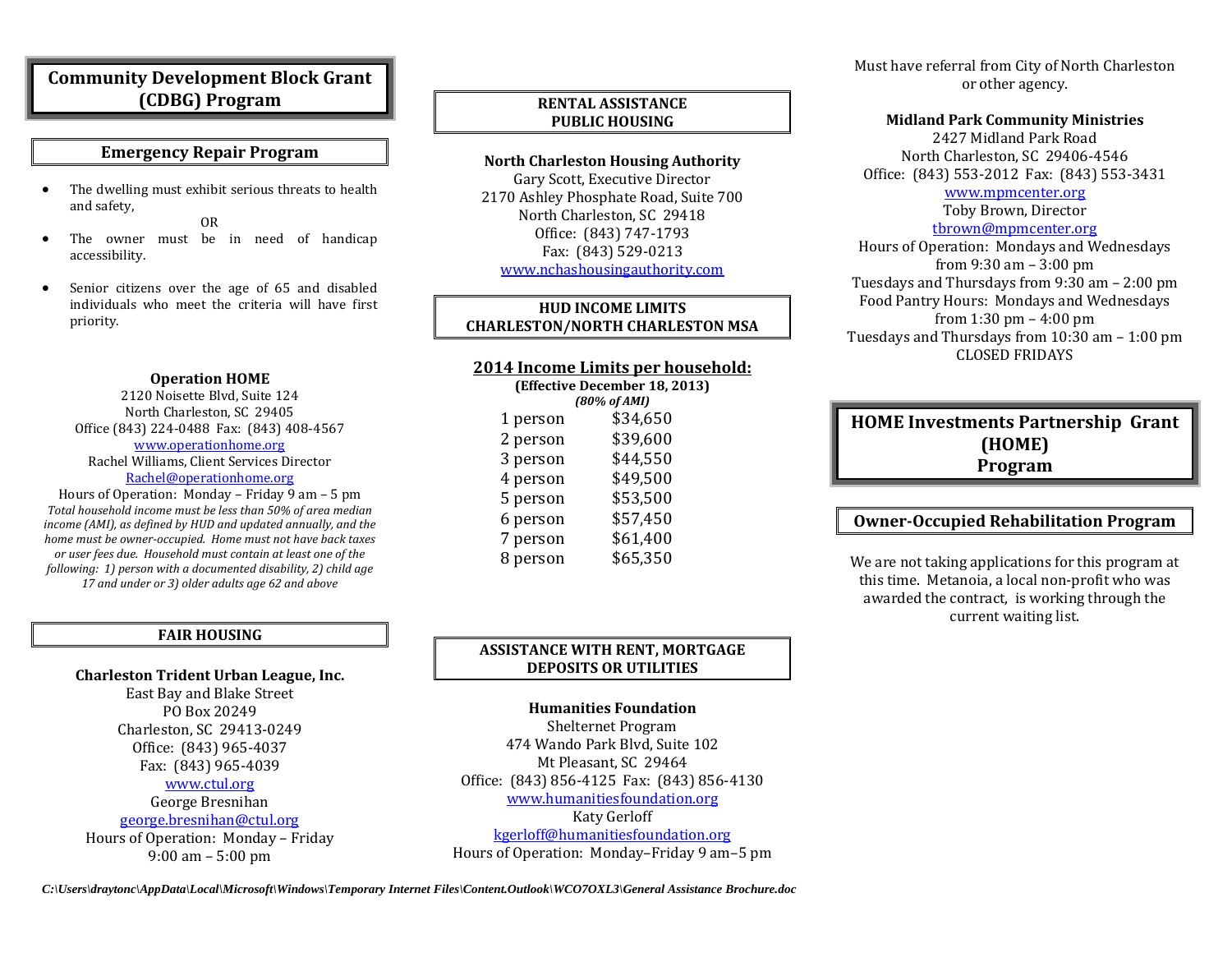# Community Development Block Grant (CDBG) Program

## Emergency Repair Program

- The dwelling must exhibit serious threats to health and safety,

  OR
- The owner must be in need of handicap accessibility.
- Senior citizens over the age of 65 and disabled individuals who meet the criteria will have first priority.

**Operation HOME**
2120 Noisette Blvd, Suite 124
North Charleston, SC 29405
Office (843) 224-0488 Fax: (843) 408-4567
www.operationhome.org
Rachel Williams, Client Services Director
Rachel@operationhome.org
Hours of Operation: Monday – Friday 9 am – 5 pm

*Total household income must be less than 50% of area median income (AMI), as defined by HUD and updated annually, and the home must be owner-occupied. Home must not have back taxes or user fees due. Household must contain at least one of the following: 1) person with a documented disability, 2) child age 17 and under or 3) older adults age 62 and above*

## FAIR HOUSING

**Charleston Trident Urban League, Inc.**
East Bay and Blake Street
PO Box 20249
Charleston, SC 29413-0249
Office: (843) 965-4037
Fax: (843) 965-4039
www.ctul.org
George Bresnihan
george.bresnihan@ctul.org
Hours of Operation: Monday – Friday
9:00 am – 5:00 pm

## RENTAL ASSISTANCE PUBLIC HOUSING

**North Charleston Housing Authority**
Gary Scott, Executive Director
2170 Ashley Phosphate Road, Suite 700
North Charleston, SC 29418
Office: (843) 747-1793
Fax: (843) 529-0213
www.nchashousingauthority.com

## HUD INCOME LIMITS CHARLESTON/NORTH CHARLESTON MSA

**2014 Income Limits per household:**
**(Effective December 18, 2013)**
***(80% of AMI)***

| Household | Income Limit |
|---|---|
| 1 person | $34,650 |
| 2 person | $39,600 |
| 3 person | $44,550 |
| 4 person | $49,500 |
| 5 person | $53,500 |
| 6 person | $57,450 |
| 7 person | $61,400 |
| 8 person | $65,350 |

## ASSISTANCE WITH RENT, MORTGAGE DEPOSITS OR UTILITIES

**Humanities Foundation**
Shelternet Program
474 Wando Park Blvd, Suite 102
Mt Pleasant, SC 29464
Office: (843) 856-4125 Fax: (843) 856-4130
www.humanitiesfoundation.org
Katy Gerloff
kgerloff@humanitiesfoundation.org
Hours of Operation: Monday–Friday 9 am–5 pm

Must have referral from City of North Charleston or other agency.

**Midland Park Community Ministries**
2427 Midland Park Road
North Charleston, SC 29406-4546
Office: (843) 553-2012 Fax: (843) 553-3431
www.mpmcenter.org
Toby Brown, Director
tbrown@mpmcenter.org
Hours of Operation: Mondays and Wednesdays from 9:30 am – 3:00 pm
Tuesdays and Thursdays from 9:30 am – 2:00 pm
Food Pantry Hours: Mondays and Wednesdays from 1:30 pm – 4:00 pm
Tuesdays and Thursdays from 10:30 am – 1:00 pm
CLOSED FRIDAYS

# HOME Investments Partnership Grant (HOME) Program

## Owner-Occupied Rehabilitation Program

We are not taking applications for this program at this time. Metanoia, a local non-profit who was awarded the contract, is working through the current waiting list.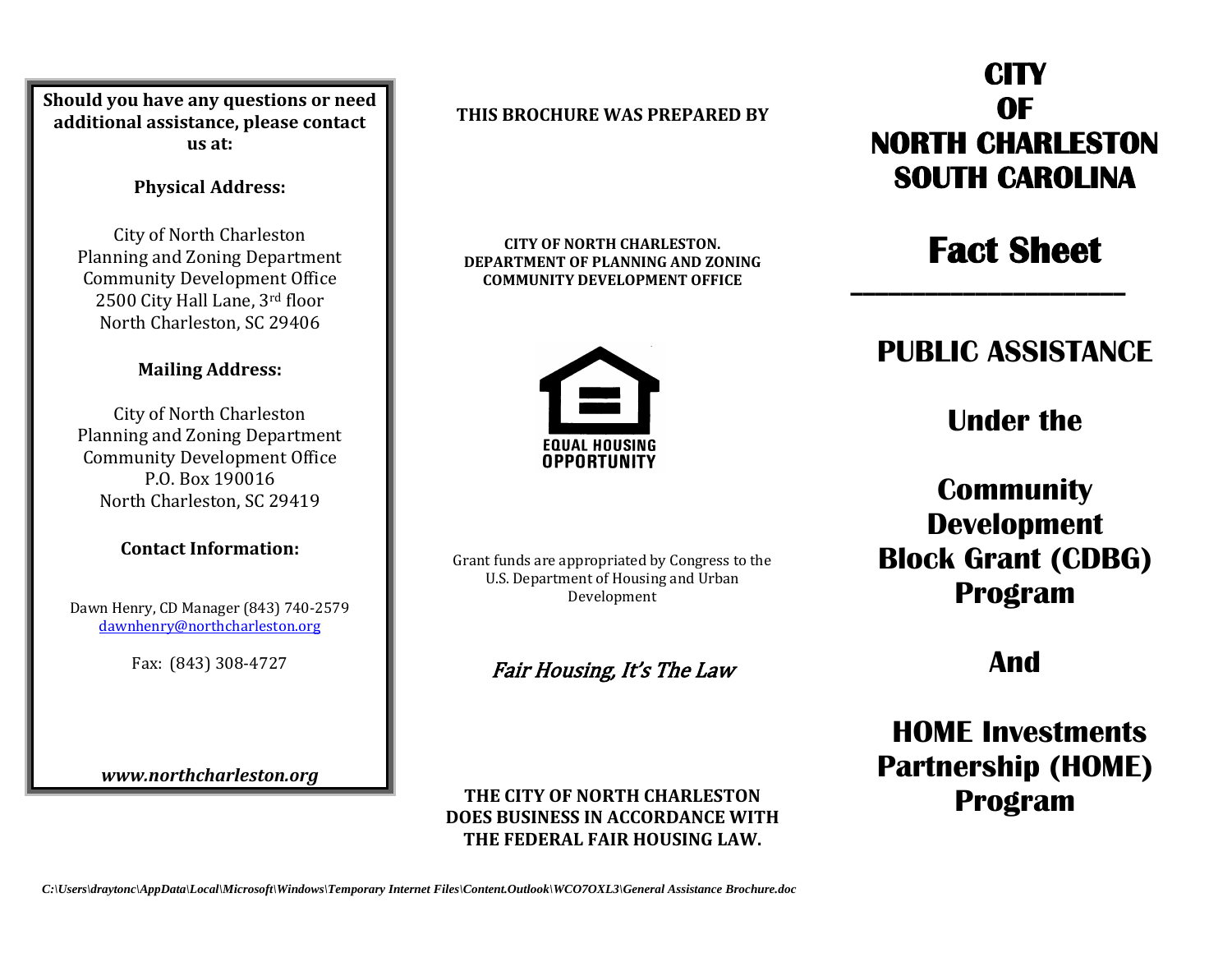**Should you have any questions or need additional assistance, please contact us at:**

**Physical Address:**

City of North Charleston
Planning and Zoning Department
Community Development Office
2500 City Hall Lane, 3rd floor
North Charleston, SC 29406

**Mailing Address:**

City of North Charleston
Planning and Zoning Department
Community Development Office
P.O. Box 190016
North Charleston, SC 29419

**Contact Information:**

Dawn Henry, CD Manager (843) 740-2579
dawnhenry@northcharleston.org

Fax: (843) 308-4727

***www.northcharleston.org***

**THIS BROCHURE WAS PREPARED BY**

**CITY OF NORTH CHARLESTON.**
**DEPARTMENT OF PLANNING AND ZONING**
**COMMUNITY DEVELOPMENT OFFICE**

EQUAL HOUSING OPPORTUNITY

Grant funds are appropriated by Congress to the U.S. Department of Housing and Urban Development

*Fair Housing, It's The Law*

**THE CITY OF NORTH CHARLESTON DOES BUSINESS IN ACCORDANCE WITH THE FEDERAL FAIR HOUSING LAW.**

# CITY OF NORTH CHARLESTON SOUTH CAROLINA

# Fact Sheet

## PUBLIC ASSISTANCE

## Under the

## Community Development Block Grant (CDBG) Program

## And

## HOME Investments Partnership (HOME) Program

*C:\Users\draytonc\AppData\Local\Microsoft\Windows\Temporary Internet Files\Content.Outlook\WCO7OXL3\General Assistance Brochure.doc*